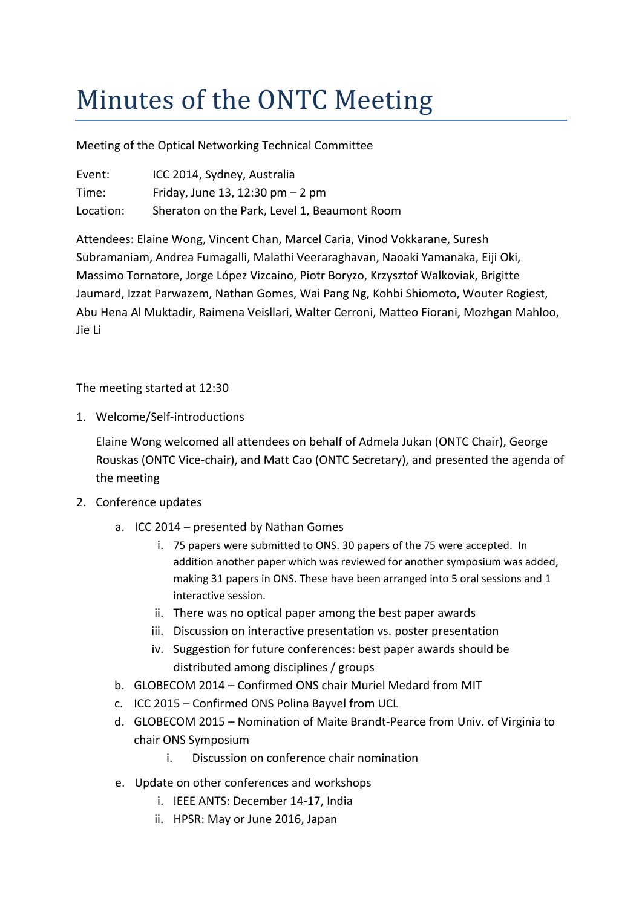# Minutes of the ONTC Meeting

Meeting of the Optical Networking Technical Committee

Event: ICC 2014, Sydney, Australia
Time: Friday, June 13, 12:30 pm – 2 pm
Location: Sheraton on the Park, Level 1, Beaumont Room

Attendees: Elaine Wong, Vincent Chan, Marcel Caria, Vinod Vokkarane, Suresh Subramaniam, Andrea Fumagalli, Malathi Veeraraghavan, Naoaki Yamanaka, Eiji Oki, Massimo Tornatore, Jorge López Vizcaino, Piotr Boryzo, Krzysztof Walkoviak, Brigitte Jaumard, Izzat Parwazem, Nathan Gomes, Wai Pang Ng, Kohbi Shiomoto, Wouter Rogiest, Abu Hena Al Muktadir, Raimena Veisllari, Walter Cerroni, Matteo Fiorani, Mozhgan Mahloo, Jie Li

The meeting started at 12:30

1. Welcome/Self-introductions

   Elaine Wong welcomed all attendees on behalf of Admela Jukan (ONTC Chair), George Rouskas (ONTC Vice-chair), and Matt Cao (ONTC Secretary), and presented the agenda of the meeting

2. Conference updates
   a. ICC 2014 – presented by Nathan Gomes
      i. 75 papers were submitted to ONS. 30 papers of the 75 were accepted. In addition another paper which was reviewed for another symposium was added, making 31 papers in ONS. These have been arranged into 5 oral sessions and 1 interactive session.
      ii. There was no optical paper among the best paper awards
      iii. Discussion on interactive presentation vs. poster presentation
      iv. Suggestion for future conferences: best paper awards should be distributed among disciplines / groups
   b. GLOBECOM 2014 – Confirmed ONS chair Muriel Medard from MIT
   c. ICC 2015 – Confirmed ONS Polina Bayvel from UCL
   d. GLOBECOM 2015 – Nomination of Maite Brandt-Pearce from Univ. of Virginia to chair ONS Symposium
      i. Discussion on conference chair nomination
   e. Update on other conferences and workshops
      i. IEEE ANTS: December 14-17, India
      ii. HPSR: May or June 2016, Japan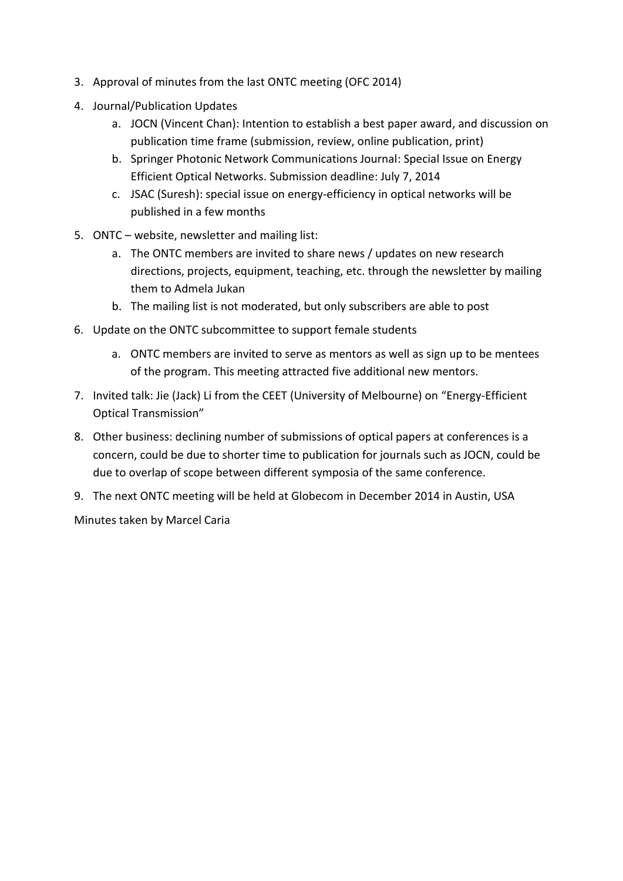3. Approval of minutes from the last ONTC meeting (OFC 2014)
4. Journal/Publication Updates
   a. JOCN (Vincent Chan): Intention to establish a best paper award, and discussion on publication time frame (submission, review, online publication, print)
   b. Springer Photonic Network Communications Journal: Special Issue on Energy Efficient Optical Networks. Submission deadline: July 7, 2014
   c. JSAC (Suresh): special issue on energy-efficiency in optical networks will be published in a few months
5. ONTC – website, newsletter and mailing list:
   a. The ONTC members are invited to share news / updates on new research directions, projects, equipment, teaching, etc. through the newsletter by mailing them to Admela Jukan
   b. The mailing list is not moderated, but only subscribers are able to post
6. Update on the ONTC subcommittee to support female students
   a. ONTC members are invited to serve as mentors as well as sign up to be mentees of the program. This meeting attracted five additional new mentors.
7. Invited talk: Jie (Jack) Li from the CEET (University of Melbourne) on "Energy-Efficient Optical Transmission"
8. Other business: declining number of submissions of optical papers at conferences is a concern, could be due to shorter time to publication for journals such as JOCN, could be due to overlap of scope between different symposia of the same conference.
9. The next ONTC meeting will be held at Globecom in December 2014 in Austin, USA

Minutes taken by Marcel Caria